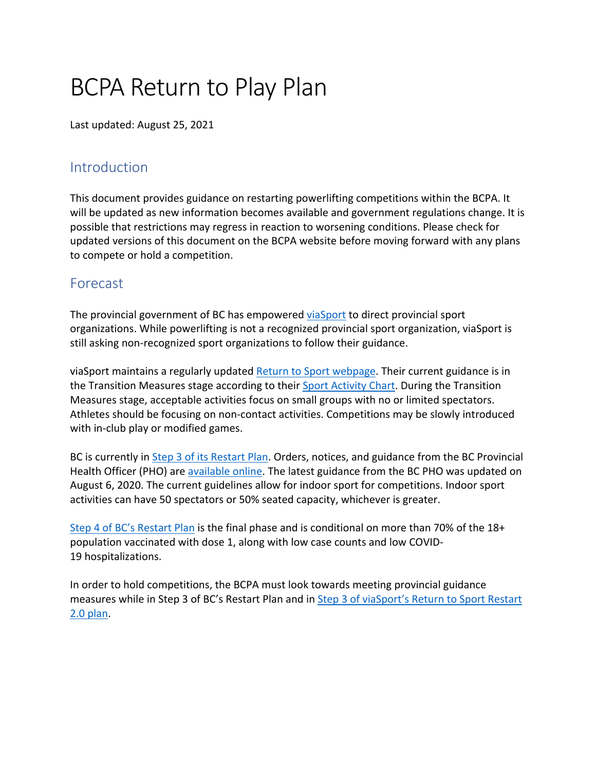# BCPA Return to Play Plan

Last updated: August 25, 2021

## Introduction

This document provides guidance on restarting powerlifting competitions within the BCPA. It will be updated as new information becomes available and government regulations change. It is possible that restrictions may regress in reaction to worsening conditions. Please check for updated versions of this document on the BCPA website before moving forward with any plans to compete or hold a competition.

## Forecast

The provincial government of BC has empowered viaSport to direct provincial sport organizations. While powerlifting is not a recognized provincial sport organization, viaSport is still asking non-recognized sport organizations to follow their guidance.

viaSport maintains a regularly updated Return to Sport webpage. Their current guidance is in the Transition Measures stage according to their Sport Activity Chart. During the Transition Measures stage, acceptable activities focus on small groups with no or limited spectators. Athletes should be focusing on non-contact activities. Competitions may be slowly introduced with in-club play or modified games.

BC is currently in Step 3 of its Restart Plan. Orders, notices, and guidance from the BC Provincial Health Officer (PHO) are available online. The latest guidance from the BC PHO was updated on August 6, 2020. The current guidelines allow for indoor sport for competitions. Indoor sport activities can have 50 spectators or 50% seated capacity, whichever is greater.

Step 4 of BC's Restart Plan is the final phase and is conditional on more than 70% of the 18+ population vaccinated with dose 1, along with low case counts and low COVID-19 hospitalizations.

In order to hold competitions, the BCPA must look towards meeting provincial guidance measures while in Step 3 of BC's Restart Plan and in Step 3 of viaSport's Return to Sport Restart 2.0 plan.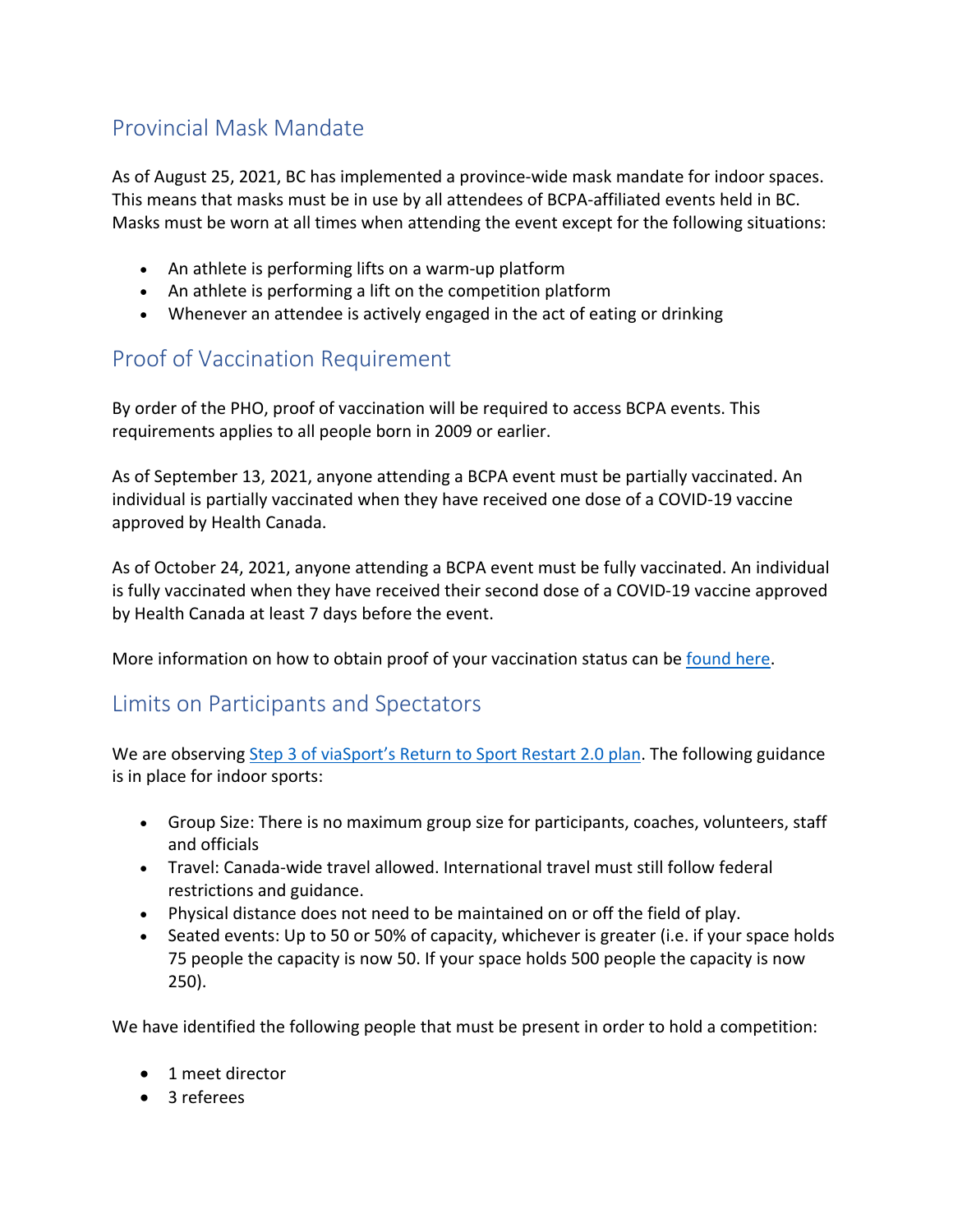## Provincial Mask Mandate

As of August 25, 2021, BC has implemented a province-wide mask mandate for indoor spaces. This means that masks must be in use by all attendees of BCPA-affiliated events held in BC. Masks must be worn at all times when attending the event except for the following situations:

- An athlete is performing lifts on a warm-up platform
- An athlete is performing a lift on the competition platform
- Whenever an attendee is actively engaged in the act of eating or drinking

## Proof of Vaccination Requirement

By order of the PHO, proof of vaccination will be required to access BCPA events. This requirements applies to all people born in 2009 or earlier.

As of September 13, 2021, anyone attending a BCPA event must be partially vaccinated. An individual is partially vaccinated when they have received one dose of a COVID-19 vaccine approved by Health Canada.

As of October 24, 2021, anyone attending a BCPA event must be fully vaccinated. An individual is fully vaccinated when they have received their second dose of a COVID-19 vaccine approved by Health Canada at least 7 days before the event.

More information on how to obtain proof of your vaccination status can be found here.

## Limits on Participants and Spectators

We are observing Step 3 of viaSport's Return to Sport Restart 2.0 plan. The following guidance is in place for indoor sports:

- Group Size: There is no maximum group size for participants, coaches, volunteers, staff and officials
- Travel: Canada-wide travel allowed. International travel must still follow federal restrictions and guidance.
- Physical distance does not need to be maintained on or off the field of play.
- Seated events: Up to 50 or 50% of capacity, whichever is greater (i.e. if your space holds 75 people the capacity is now 50. If your space holds 500 people the capacity is now 250).

We have identified the following people that must be present in order to hold a competition:

- 1 meet director
- 3 referees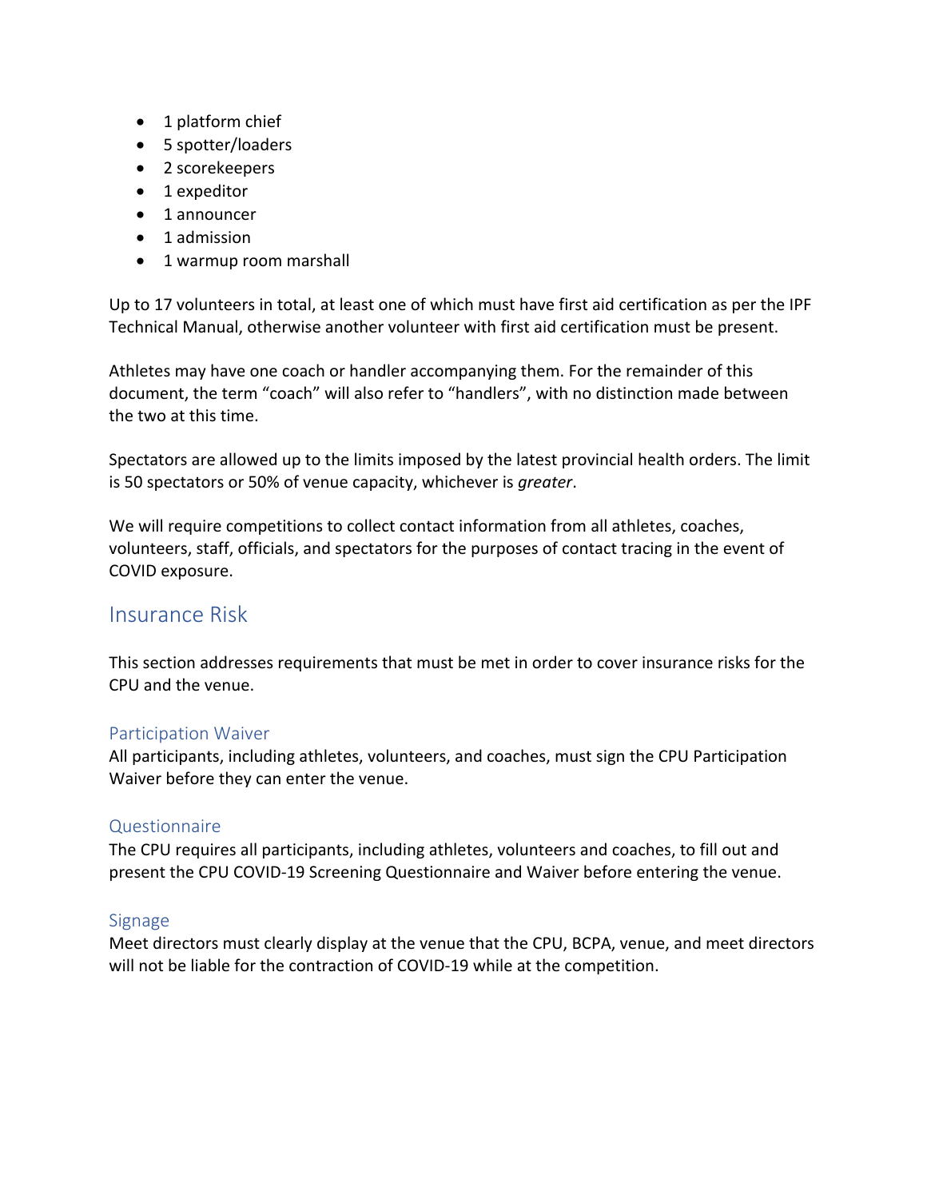- 1 platform chief
- 5 spotter/loaders
- 2 scorekeepers
- 1 expeditor
- 1 announcer
- 1 admission
- 1 warmup room marshall

Up to 17 volunteers in total, at least one of which must have first aid certification as per the IPF Technical Manual, otherwise another volunteer with first aid certification must be present.

Athletes may have one coach or handler accompanying them. For the remainder of this document, the term "coach" will also refer to "handlers", with no distinction made between the two at this time.

Spectators are allowed up to the limits imposed by the latest provincial health orders. The limit is 50 spectators or 50% of venue capacity, whichever is *greater*.

We will require competitions to collect contact information from all athletes, coaches, volunteers, staff, officials, and spectators for the purposes of contact tracing in the event of COVID exposure.

## Insurance Risk

This section addresses requirements that must be met in order to cover insurance risks for the CPU and the venue.

### Participation Waiver

All participants, including athletes, volunteers, and coaches, must sign the CPU Participation Waiver before they can enter the venue.

### Questionnaire

The CPU requires all participants, including athletes, volunteers and coaches, to fill out and present the CPU COVID-19 Screening Questionnaire and Waiver before entering the venue.

### Signage

Meet directors must clearly display at the venue that the CPU, BCPA, venue, and meet directors will not be liable for the contraction of COVID-19 while at the competition.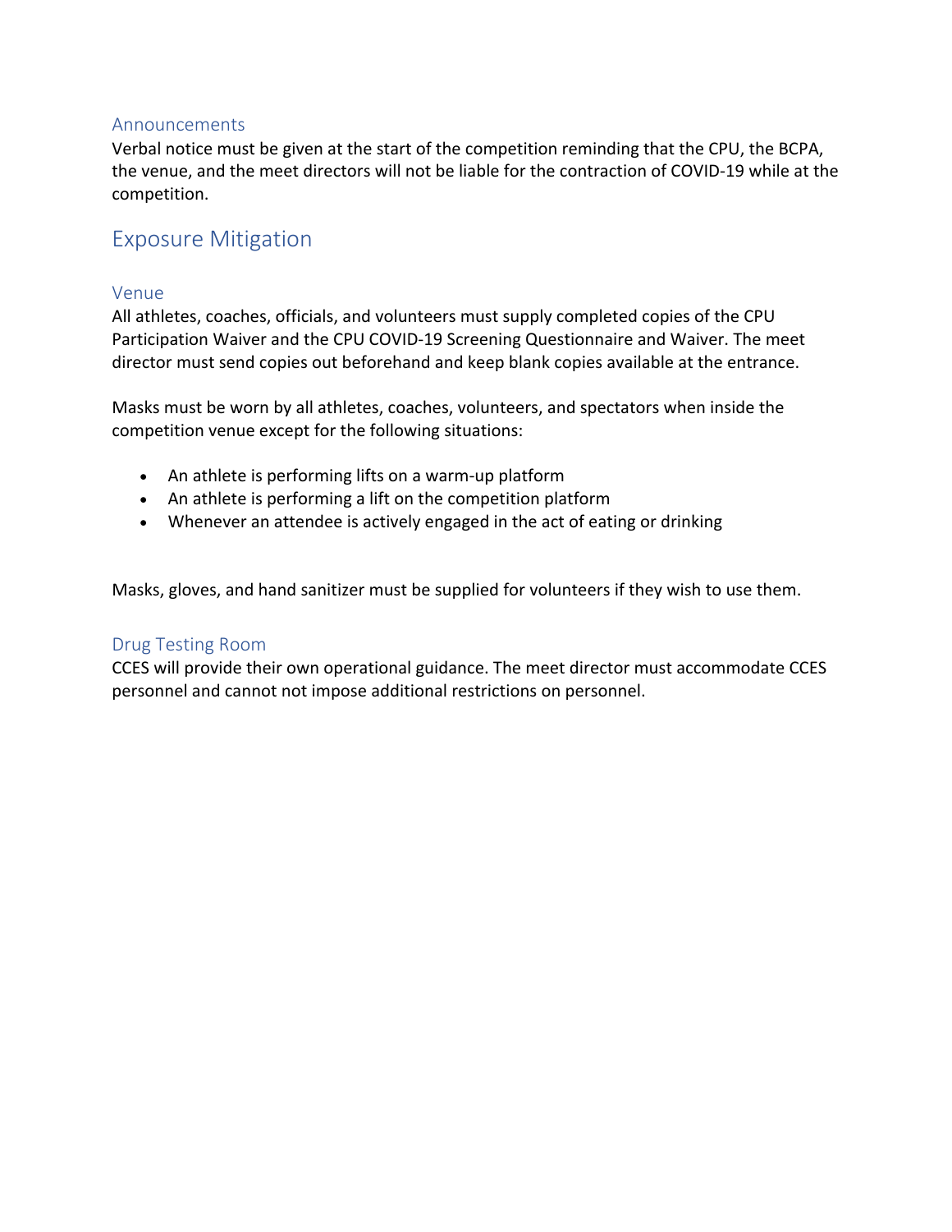### Announcements

Verbal notice must be given at the start of the competition reminding that the CPU, the BCPA, the venue, and the meet directors will not be liable for the contraction of COVID-19 while at the competition.

## Exposure Mitigation

### Venue

All athletes, coaches, officials, and volunteers must supply completed copies of the CPU Participation Waiver and the CPU COVID-19 Screening Questionnaire and Waiver. The meet director must send copies out beforehand and keep blank copies available at the entrance.

Masks must be worn by all athletes, coaches, volunteers, and spectators when inside the competition venue except for the following situations:

- An athlete is performing lifts on a warm-up platform
- An athlete is performing a lift on the competition platform
- Whenever an attendee is actively engaged in the act of eating or drinking

Masks, gloves, and hand sanitizer must be supplied for volunteers if they wish to use them.

### Drug Testing Room

CCES will provide their own operational guidance. The meet director must accommodate CCES personnel and cannot not impose additional restrictions on personnel.